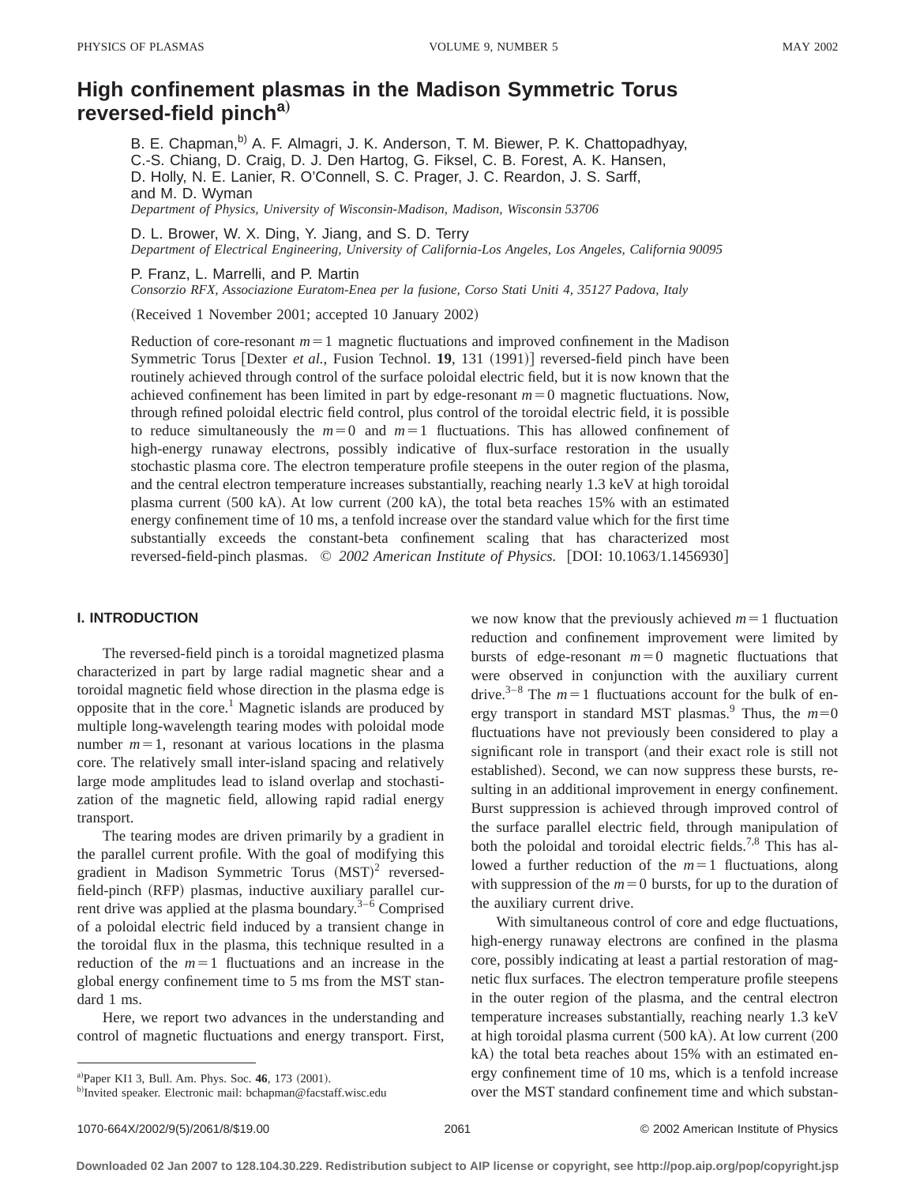# High confinement plasmas in the Madison Symmetric Torus reversed-field pinch[a]

B. E. Chapman,[b] A. F. Almagri, J. K. Anderson, T. M. Biewer, P. K. Chattopadhyay, C.-S. Chiang, D. Craig, D. J. Den Hartog, G. Fiksel, C. B. Forest, A. K. Hansen, D. Holly, N. E. Lanier, R. O'Connell, S. C. Prager, J. C. Reardon, J. S. Sarff, and M. D. Wyman

*Department of Physics, University of Wisconsin-Madison, Madison, Wisconsin 53706*

D. L. Brower, W. X. Ding, Y. Jiang, and S. D. Terry

*Department of Electrical Engineering, University of California-Los Angeles, Los Angeles, California 90095*

P. Franz, L. Marrelli, and P. Martin

*Consorzio RFX, Associazione Euratom-Enea per la fusione, Corso Stati Uniti 4, 35127 Padova, Italy*

(Received 1 November 2001; accepted 10 January 2002)

Reduction of core-resonant $m=1$ magnetic fluctuations and improved confinement in the Madison Symmetric Torus [Dexter *et al.*, Fusion Technol. **19**, 131 (1991)] reversed-field pinch have been routinely achieved through control of the surface poloidal electric field, but it is now known that the achieved confinement has been limited in part by edge-resonant $m=0$ magnetic fluctuations. Now, through refined poloidal electric field control, plus control of the toroidal electric field, it is possible to reduce simultaneously the $m=0$ and $m=1$ fluctuations. This has allowed confinement of high-energy runaway electrons, possibly indicative of flux-surface restoration in the usually stochastic plasma core. The electron temperature profile steepens in the outer region of the plasma, and the central electron temperature increases substantially, reaching nearly 1.3 keV at high toroidal plasma current (500 kA). At low current (200 kA), the total beta reaches 15% with an estimated energy confinement time of 10 ms, a tenfold increase over the standard value which for the first time substantially exceeds the constant-beta confinement scaling that has characterized most reversed-field-pinch plasmas. © *2002 American Institute of Physics.* [DOI: 10.1063/1.1456930]

## I. INTRODUCTION

The reversed-field pinch is a toroidal magnetized plasma characterized in part by large radial magnetic shear and a toroidal magnetic field whose direction in the plasma edge is opposite that in the core.[1] Magnetic islands are produced by multiple long-wavelength tearing modes with poloidal mode number $m=1$, resonant at various locations in the plasma core. The relatively small inter-island spacing and relatively large mode amplitudes lead to island overlap and stochastization of the magnetic field, allowing rapid radial energy transport.

The tearing modes are driven primarily by a gradient in the parallel current profile. With the goal of modifying this gradient in Madison Symmetric Torus (MST)[2] reversed-field-pinch (RFP) plasmas, inductive auxiliary parallel current drive was applied at the plasma boundary.[3–6] Comprised of a poloidal electric field induced by a transient change in the toroidal flux in the plasma, this technique resulted in a reduction of the $m=1$ fluctuations and an increase in the global energy confinement time to 5 ms from the MST standard 1 ms.

Here, we report two advances in the understanding and control of magnetic fluctuations and energy transport. First, we now know that the previously achieved $m=1$ fluctuation reduction and confinement improvement were limited by bursts of edge-resonant $m=0$ magnetic fluctuations that were observed in conjunction with the auxiliary current drive.[3–8] The $m=1$ fluctuations account for the bulk of energy transport in standard MST plasmas.[9] Thus, the $m=0$ fluctuations have not previously been considered to play a significant role in transport (and their exact role is still not established). Second, we can now suppress these bursts, resulting in an additional improvement in energy confinement. Burst suppression is achieved through improved control of the surface parallel electric field, through manipulation of both the poloidal and toroidal electric fields.[7,8] This has allowed a further reduction of the $m=1$ fluctuations, along with suppression of the $m=0$ bursts, for up to the duration of the auxiliary current drive.

With simultaneous control of core and edge fluctuations, high-energy runaway electrons are confined in the plasma core, possibly indicating at least a partial restoration of magnetic flux surfaces. The electron temperature profile steepens in the outer region of the plasma, and the central electron temperature increases substantially, reaching nearly 1.3 keV at high toroidal plasma current (500 kA). At low current (200 kA) the total beta reaches about 15% with an estimated energy confinement time of 10 ms, which is a tenfold increase over the MST standard confinement time and which substan-

[a] Paper KI1 3, Bull. Am. Phys. Soc. **46**, 173 (2001).

[b] Invited speaker. Electronic mail: bchapman@facstaff.wisc.edu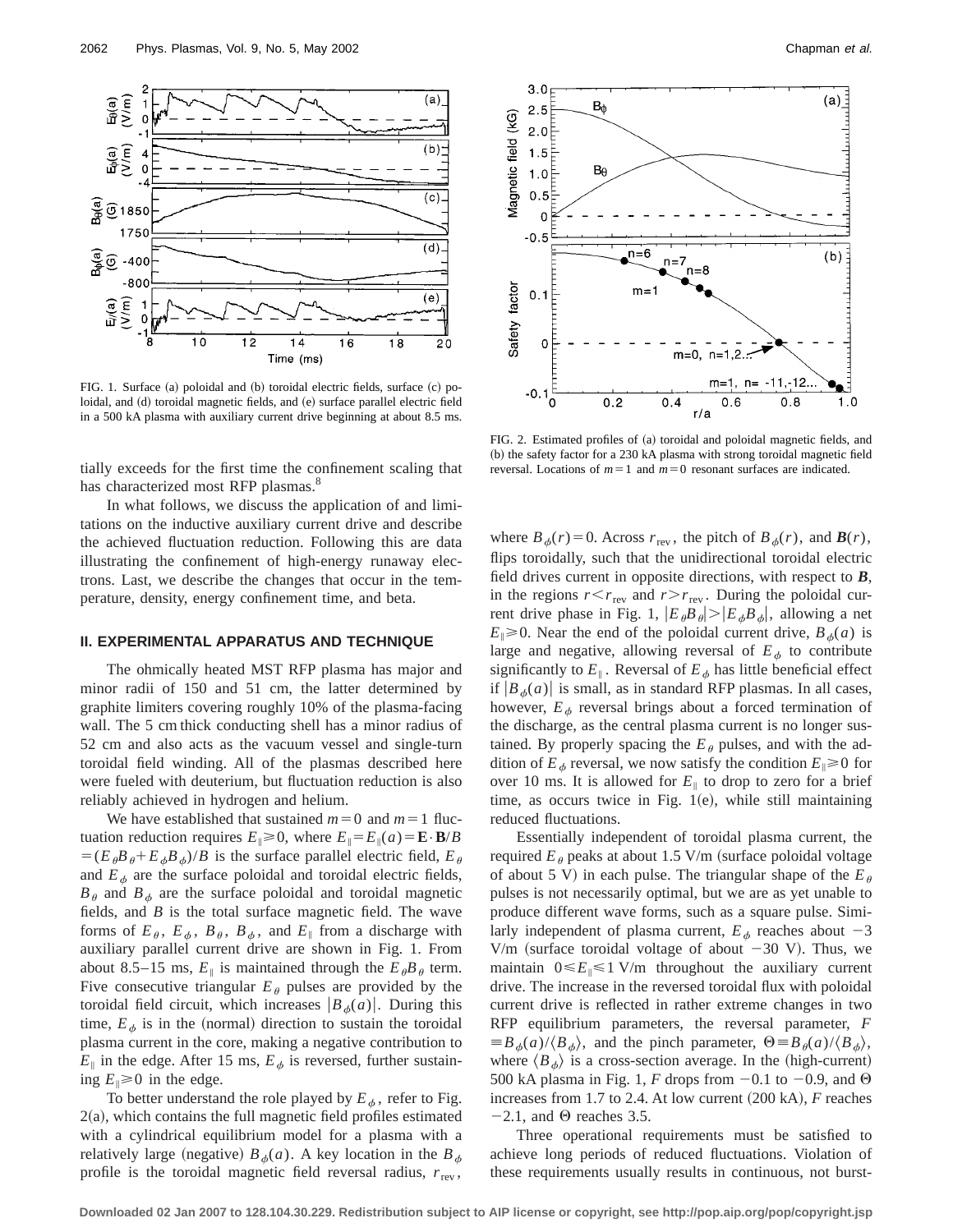FIG. 1. Surface (a) poloidal and (b) toroidal electric fields, surface (c) poloidal, and (d) toroidal magnetic fields, and (e) surface parallel electric field in a 500 kA plasma with auxiliary current drive beginning at about 8.5 ms.

FIG. 2. Estimated profiles of (a) toroidal and poloidal magnetic fields, and (b) the safety factor for a 230 kA plasma with strong toroidal magnetic field reversal. Locations of $m=1$ and $m=0$ resonant surfaces are indicated.

tially exceeds for the first time the confinement scaling that has characterized most RFP plasmas.[8]

In what follows, we discuss the application of and limitations on the inductive auxiliary current drive and describe the achieved fluctuation reduction. Following this are data illustrating the confinement of high-energy runaway electrons. Last, we describe the changes that occur in the temperature, density, energy confinement time, and beta.

## II. EXPERIMENTAL APPARATUS AND TECHNIQUE

The ohmically heated MST RFP plasma has major and minor radii of 150 and 51 cm, the latter determined by graphite limiters covering roughly 10% of the plasma-facing wall. The 5 cm thick conducting shell has a minor radius of 52 cm and also acts as the vacuum vessel and single-turn toroidal field winding. All of the plasmas described here were fueled with deuterium, but fluctuation reduction is also reliably achieved in hydrogen and helium.

We have established that sustained $m=0$ and $m=1$ fluctuation reduction requires $E_\parallel \geqslant 0$, where $E_\parallel = E_\parallel(a) = \mathbf{E}\cdot\mathbf{B}/B = (E_\theta B_\theta + E_\phi B_\phi)/B$ is the surface parallel electric field, $E_\theta$ and $E_\phi$ are the surface poloidal and toroidal electric fields, $B_\theta$ and $B_\phi$ are the surface poloidal and toroidal magnetic fields, and $B$ is the total surface magnetic field. The wave forms of $E_\theta$, $E_\phi$, $B_\theta$, $B_\phi$, and $E_\parallel$ from a discharge with auxiliary parallel current drive are shown in Fig. 1. From about 8.5–15 ms, $E_\parallel$ is maintained through the $E_\theta B_\theta$ term. Five consecutive triangular $E_\theta$ pulses are provided by the toroidal field circuit, which increases $|B_\phi(a)|$. During this time, $E_\phi$ is in the (normal) direction to sustain the toroidal plasma current in the core, making a negative contribution to $E_\parallel$ in the edge. After 15 ms, $E_\phi$ is reversed, further sustaining $E_\parallel \geqslant 0$ in the edge.

To better understand the role played by $E_\phi$, refer to Fig. 2(a), which contains the full magnetic field profiles estimated with a cylindrical equilibrium model for a plasma with a relatively large (negative) $B_\phi(a)$. A key location in the $B_\phi$ profile is the toroidal magnetic field reversal radius, $r_{\text{rev}}$, where $B_\phi(r)=0$. Across $r_{\text{rev}}$, the pitch of $B_\phi(r)$, and $\boldsymbol{B}(r)$, flips toroidally, such that the unidirectional toroidal electric field drives current in opposite directions, with respect to $\boldsymbol{B}$, in the regions $r<r_{\text{rev}}$ and $r>r_{\text{rev}}$. During the poloidal current drive phase in Fig. 1, $|E_\theta B_\theta| > |E_\phi B_\phi|$, allowing a net $E_\parallel \geqslant 0$. Near the end of the poloidal current drive, $B_\phi(a)$ is large and negative, allowing reversal of $E_\phi$ to contribute significantly to $E_\parallel$. Reversal of $E_\phi$ has little beneficial effect if $|B_\phi(a)|$ is small, as in standard RFP plasmas. In all cases, however, $E_\phi$ reversal brings about a forced termination of the discharge, as the central plasma current is no longer sustained. By properly spacing the $E_\theta$ pulses, and with the addition of $E_\phi$ reversal, we now satisfy the condition $E_\parallel \geqslant 0$ for over 10 ms. It is allowed for $E_\parallel$ to drop to zero for a brief time, as occurs twice in Fig. 1(e), while still maintaining reduced fluctuations.

Essentially independent of toroidal plasma current, the required $E_\theta$ peaks at about 1.5 V/m (surface poloidal voltage of about 5 V) in each pulse. The triangular shape of the $E_\theta$ pulses is not necessarily optimal, but we are as yet unable to produce different wave forms, such as a square pulse. Similarly independent of plasma current, $E_\phi$ reaches about $-3$ V/m (surface toroidal voltage of about $-30$ V). Thus, we maintain $0 \leqslant E_\parallel \leqslant 1$ V/m throughout the auxiliary current drive. The increase in the reversed toroidal flux with poloidal current drive is reflected in rather extreme changes in two RFP equilibrium parameters, the reversal parameter, $F \equiv B_\phi(a)/\langle B_\phi \rangle$, and the pinch parameter, $\Theta \equiv B_\theta(a)/\langle B_\phi \rangle$, where $\langle B_\phi \rangle$ is a cross-section average. In the (high-current) 500 kA plasma in Fig. 1, $F$ drops from $-0.1$ to $-0.9$, and $\Theta$ increases from 1.7 to 2.4. At low current (200 kA), $F$ reaches $-2.1$, and $\Theta$ reaches 3.5.

Three operational requirements must be satisfied to achieve long periods of reduced fluctuations. Violation of these requirements usually results in continuous, not burst-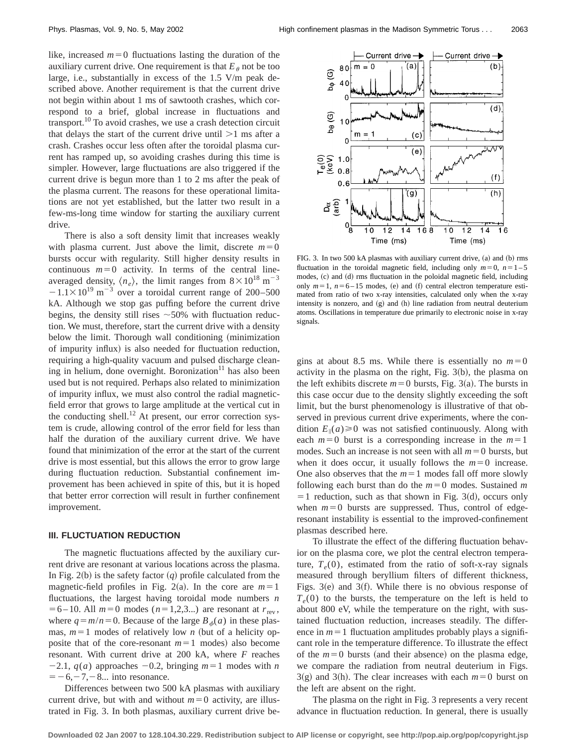like, increased $m=0$ fluctuations lasting the duration of the auxiliary current drive. One requirement is that $E_\theta$ not be too large, i.e., substantially in excess of the 1.5 V/m peak described above. Another requirement is that the current drive not begin within about 1 ms of sawtooth crashes, which correspond to a brief, global increase in fluctuations and transport.[10] To avoid crashes, we use a crash detection circuit that delays the start of the current drive until $>1$ ms after a crash. Crashes occur less often after the toroidal plasma current has ramped up, so avoiding crashes during this time is simpler. However, large fluctuations are also triggered if the current drive is begun more than 1 to 2 ms after the peak of the plasma current. The reasons for these operational limitations are not yet established, but the latter two result in a few-ms-long time window for starting the auxiliary current drive.

There is also a soft density limit that increases weakly with plasma current. Just above the limit, discrete $m=0$ bursts occur with regularity. Still higher density results in continuous $m=0$ activity. In terms of the central line-averaged density, $\langle n_e \rangle$, the limit ranges from $8\times10^{18}$ m$^{-3}$ $-1.1\times10^{19}$ m$^{-3}$ over a toroidal current range of 200–500 kA. Although we stop gas puffing before the current drive begins, the density still rises $\sim$50% with fluctuation reduction. We must, therefore, start the current drive with a density below the limit. Thorough wall conditioning (minimization of impurity influx) is also needed for fluctuation reduction, requiring a high-quality vacuum and pulsed discharge cleaning in helium, done overnight. Boronization[11] has also been used but is not required. Perhaps also related to minimization of impurity influx, we must also control the radial magnetic-field error that grows to large amplitude at the vertical cut in the conducting shell.[12] At present, our error correction system is crude, allowing control of the error field for less than half the duration of the auxiliary current drive. We have found that minimization of the error at the start of the current drive is most essential, but this allows the error to grow large during fluctuation reduction. Substantial confinement improvement has been achieved in spite of this, but it is hoped that better error correction will result in further confinement improvement.

### III. FLUCTUATION REDUCTION

The magnetic fluctuations affected by the auxiliary current drive are resonant at various locations across the plasma. In Fig. 2(b) is the safety factor ($q$) profile calculated from the magnetic-field profiles in Fig. 2(a). In the core are $m=1$ fluctuations, the largest having toroidal mode numbers $n=6-10$. All $m=0$ modes ($n=1,2,3...$) are resonant at $r_{\mathrm{rev}}$, where $q=m/n=0$. Because of the large $B_\phi(a)$ in these plasmas, $m=1$ modes of relatively low $n$ (but of a helicity opposite that of the core-resonant $m=1$ modes) also become resonant. With current drive at 200 kA, where $F$ reaches $-2.1$, $q(a)$ approaches $-0.2$, bringing $m=1$ modes with $n=-6,-7,-8...$ into resonance.

Differences between two 500 kA plasmas with auxiliary current drive, but with and without $m=0$ activity, are illustrated in Fig. 3. In both plasmas, auxiliary current drive begins at about 8.5 ms. While there is essentially no $m=0$ activity in the plasma on the right, Fig. 3(b), the plasma on the left exhibits discrete $m=0$ bursts, Fig. 3(a). The bursts in this case occur due to the density slightly exceeding the soft limit, but the burst phenomenology is illustrative of that observed in previous current drive experiments, where the condition $E_\parallel(a)\geqslant 0$ was not satisfied continuously. Along with each $m=0$ burst is a corresponding increase in the $m=1$ modes. Such an increase is not seen with all $m=0$ bursts, but when it does occur, it usually follows the $m=0$ increase. One also observes that the $m=1$ modes fall off more slowly following each burst than do the $m=0$ modes. Sustained $m=1$ reduction, such as that shown in Fig. 3(d), occurs only when $m=0$ bursts are suppressed. Thus, control of edge-resonant instability is essential to the improved-confinement plasmas described here.

FIG. 3. In two 500 kA plasmas with auxiliary current drive, (a) and (b) rms fluctuation in the toroidal magnetic field, including only $m=0$, $n=1-5$ modes, (c) and (d) rms fluctuation in the poloidal magnetic field, including only $m=1$, $n=6-15$ modes, (e) and (f) central electron temperature estimated from ratio of two x-ray intensities, calculated only when the x-ray intensity is nonzero, and (g) and (h) line radiation from neutral deuterium atoms. Oscillations in temperature due primarily to electronic noise in x-ray signals.

To illustrate the effect of the differing fluctuation behavior on the plasma core, we plot the central electron temperature, $T_e(0)$, estimated from the ratio of soft-x-ray signals measured through beryllium filters of different thickness, Figs. 3(e) and 3(f). While there is no obvious response of $T_e(0)$ to the bursts, the temperature on the left is held to about 800 eV, while the temperature on the right, with sustained fluctuation reduction, increases steadily. The difference in $m=1$ fluctuation amplitudes probably plays a significant role in the temperature difference. To illustrate the effect of the $m=0$ bursts (and their absence) on the plasma edge, we compare the radiation from neutral deuterium in Figs. 3(g) and 3(h). The clear increases with each $m=0$ burst on the left are absent on the right.

The plasma on the right in Fig. 3 represents a very recent advance in fluctuation reduction. In general, there is usually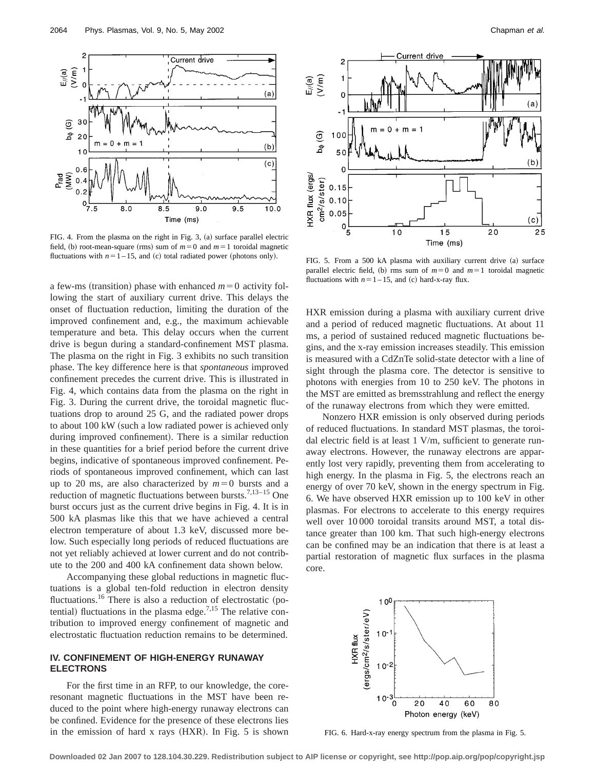FIG. 4. From the plasma on the right in Fig. 3, (a) surface parallel electric field, (b) root-mean-square (rms) sum of $m=0$ and $m=1$ toroidal magnetic fluctuations with $n=1$–15, and (c) total radiated power (photons only).

FIG. 5. From a 500 kA plasma with auxiliary current drive (a) surface parallel electric field, (b) rms sum of $m=0$ and $m=1$ toroidal magnetic fluctuations with $n=1$–15, and (c) hard-x-ray flux.

a few-ms (transition) phase with enhanced $m=0$ activity following the start of auxiliary current drive. This delays the onset of fluctuation reduction, limiting the duration of the improved confinement and, e.g., the maximum achievable temperature and beta. This delay occurs when the current drive is begun during a standard-confinement MST plasma. The plasma on the right in Fig. 3 exhibits no such transition phase. The key difference here is that *spontaneous* improved confinement precedes the current drive. This is illustrated in Fig. 4, which contains data from the plasma on the right in Fig. 3. During the current drive, the toroidal magnetic fluctuations drop to around 25 G, and the radiated power drops to about 100 kW (such a low radiated power is achieved only during improved confinement). There is a similar reduction in these quantities for a brief period before the current drive begins, indicative of spontaneous improved confinement. Periods of spontaneous improved confinement, which can last up to 20 ms, are also characterized by $m=0$ bursts and a reduction of magnetic fluctuations between bursts.[7,13–15] One burst occurs just as the current drive begins in Fig. 4. It is in 500 kA plasmas like this that we have achieved a central electron temperature of about 1.3 keV, discussed more below. Such especially long periods of reduced fluctuations are not yet reliably achieved at lower current and do not contribute to the 200 and 400 kA confinement data shown below.

Accompanying these global reductions in magnetic fluctuations is a global ten-fold reduction in electron density fluctuations.[16] There is also a reduction of electrostatic (potential) fluctuations in the plasma edge.[7,15] The relative contribution to improved energy confinement of magnetic and electrostatic fluctuation reduction remains to be determined.

## IV. CONFINEMENT OF HIGH-ENERGY RUNAWAY ELECTRONS

For the first time in an RFP, to our knowledge, the core-resonant magnetic fluctuations in the MST have been reduced to the point where high-energy runaway electrons can be confined. Evidence for the presence of these electrons lies in the emission of hard x rays (HXR). In Fig. 5 is shown HXR emission during a plasma with auxiliary current drive and a period of reduced magnetic fluctuations. At about 11 ms, a period of sustained reduced magnetic fluctuations begins, and the x-ray emission increases steadily. This emission is measured with a CdZnTe solid-state detector with a line of sight through the plasma core. The detector is sensitive to photons with energies from 10 to 250 keV. The photons in the MST are emitted as bremsstrahlung and reflect the energy of the runaway electrons from which they were emitted.

Nonzero HXR emission is only observed during periods of reduced fluctuations. In standard MST plasmas, the toroidal electric field is at least 1 V/m, sufficient to generate runaway electrons. However, the runaway electrons are apparently lost very rapidly, preventing them from accelerating to high energy. In the plasma in Fig. 5, the electrons reach an energy of over 70 keV, shown in the energy spectrum in Fig. 6. We have observed HXR emission up to 100 keV in other plasmas. For electrons to accelerate to this energy requires well over 10 000 toroidal transits around MST, a total distance greater than 100 km. That such high-energy electrons can be confined may be an indication that there is at least a partial restoration of magnetic flux surfaces in the plasma core.

FIG. 6. Hard-x-ray energy spectrum from the plasma in Fig. 5.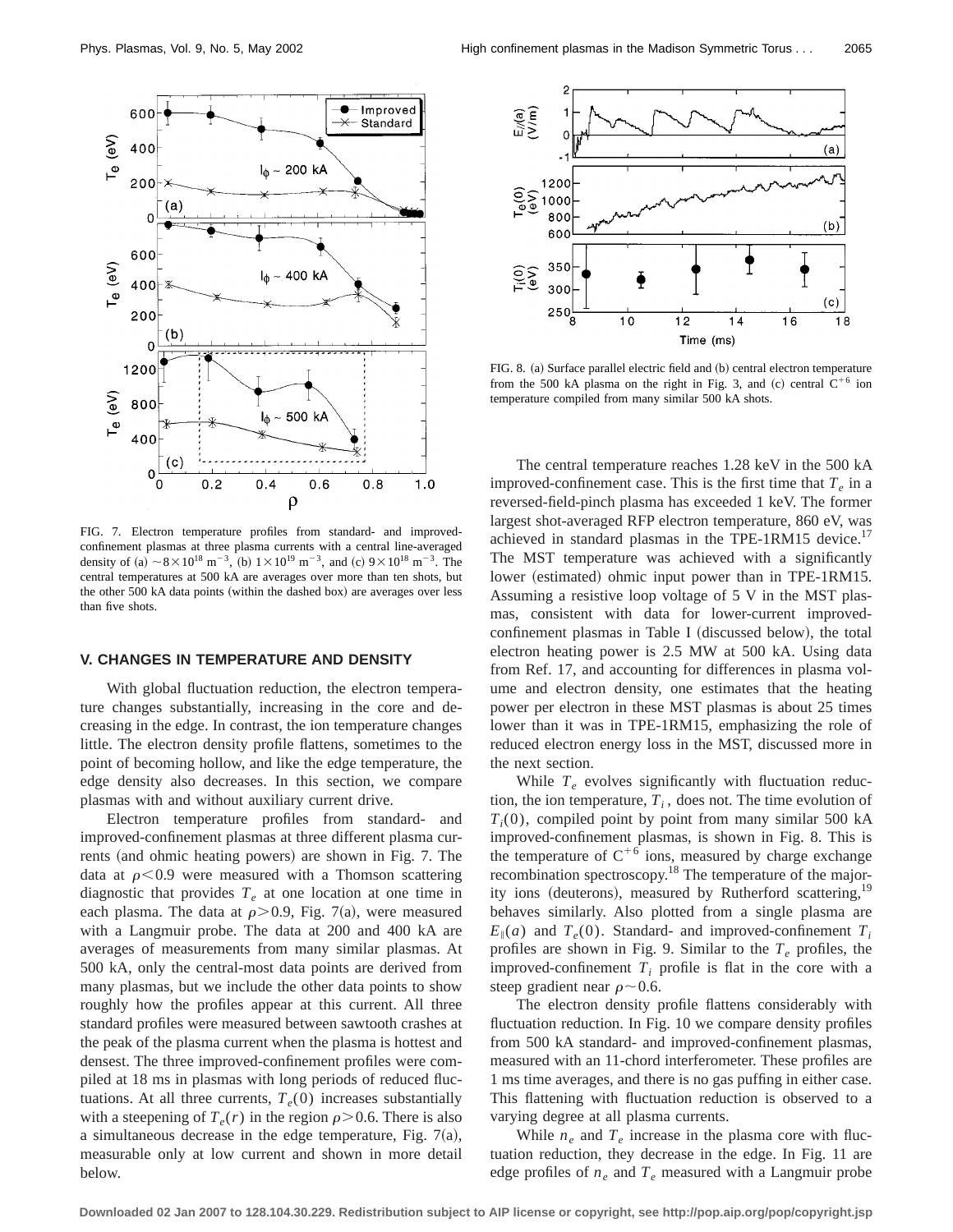FIG. 7. Electron temperature profiles from standard- and improved-confinement plasmas at three plasma currents with a central line-averaged density of (a) $\sim 8\times10^{18}$ m$^{-3}$, (b) $1\times10^{19}$ m$^{-3}$, and (c) $9\times10^{18}$ m$^{-3}$. The central temperatures at 500 kA are averages over more than ten shots, but the other 500 kA data points (within the dashed box) are averages over less than five shots.

FIG. 8. (a) Surface parallel electric field and (b) central electron temperature from the 500 kA plasma on the right in Fig. 3, and (c) central $C^{+6}$ ion temperature compiled from many similar 500 kA shots.

## V. CHANGES IN TEMPERATURE AND DENSITY

With global fluctuation reduction, the electron temperature changes substantially, increasing in the core and decreasing in the edge. In contrast, the ion temperature changes little. The electron density profile flattens, sometimes to the point of becoming hollow, and like the edge temperature, the edge density also decreases. In this section, we compare plasmas with and without auxiliary current drive.

Electron temperature profiles from standard- and improved-confinement plasmas at three different plasma currents (and ohmic heating powers) are shown in Fig. 7. The data at $\rho<0.9$ were measured with a Thomson scattering diagnostic that provides $T_e$ at one location at one time in each plasma. The data at $\rho>0.9$, Fig. 7(a), were measured with a Langmuir probe. The data at 200 and 400 kA are averages of measurements from many similar plasmas. At 500 kA, only the central-most data points are derived from many plasmas, but we include the other data points to show roughly how the profiles appear at this current. All three standard profiles were measured between sawtooth crashes at the peak of the plasma current when the plasma is hottest and densest. The three improved-confinement profiles were compiled at 18 ms in plasmas with long periods of reduced fluctuations. At all three currents, $T_e(0)$ increases substantially with a steepening of $T_e(r)$ in the region $\rho>0.6$. There is also a simultaneous decrease in the edge temperature, Fig. 7(a), measurable only at low current and shown in more detail below.

The central temperature reaches 1.28 keV in the 500 kA improved-confinement case. This is the first time that $T_e$ in a reversed-field-pinch plasma has exceeded 1 keV. The former largest shot-averaged RFP electron temperature, 860 eV, was achieved in standard plasmas in the TPE-1RM15 device.[17] The MST temperature was achieved with a significantly lower (estimated) ohmic input power than in TPE-1RM15. Assuming a resistive loop voltage of 5 V in the MST plasmas, consistent with data for lower-current improved-confinement plasmas in Table I (discussed below), the total electron heating power is 2.5 MW at 500 kA. Using data from Ref. 17, and accounting for differences in plasma volume and electron density, one estimates that the heating power per electron in these MST plasmas is about 25 times lower than it was in TPE-1RM15, emphasizing the role of reduced electron energy loss in the MST, discussed more in the next section.

While $T_e$ evolves significantly with fluctuation reduction, the ion temperature, $T_i$, does not. The time evolution of $T_i(0)$, compiled point by point from many similar 500 kA improved-confinement plasmas, is shown in Fig. 8. This is the temperature of $C^{+6}$ ions, measured by charge exchange recombination spectroscopy.[18] The temperature of the majority ions (deuterons), measured by Rutherford scattering,[19] behaves similarly. Also plotted from a single plasma are $E_\|(a)$ and $T_e(0)$. Standard- and improved-confinement $T_i$ profiles are shown in Fig. 9. Similar to the $T_e$ profiles, the improved-confinement $T_i$ profile is flat in the core with a steep gradient near $\rho\sim0.6$.

The electron density profile flattens considerably with fluctuation reduction. In Fig. 10 we compare density profiles from 500 kA standard- and improved-confinement plasmas, measured with an 11-chord interferometer. These profiles are 1 ms time averages, and there is no gas puffing in either case. This flattening with fluctuation reduction is observed to a varying degree at all plasma currents.

While $n_e$ and $T_e$ increase in the plasma core with fluctuation reduction, they decrease in the edge. In Fig. 11 are edge profiles of $n_e$ and $T_e$ measured with a Langmuir probe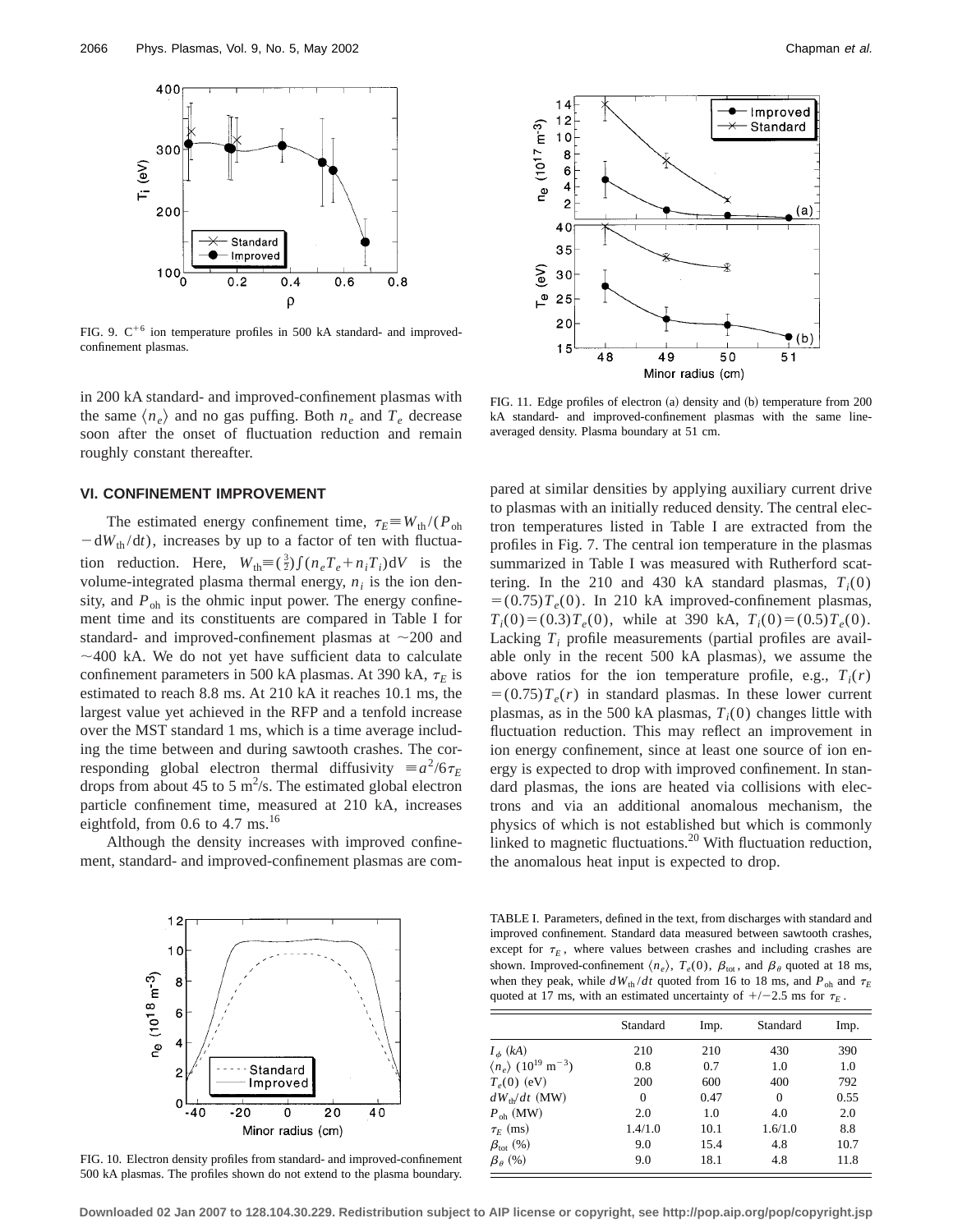FIG. 9. $C^{+6}$ ion temperature profiles in 500 kA standard- and improved-confinement plasmas.

in 200 kA standard- and improved-confinement plasmas with the same $\langle n_e \rangle$ and no gas puffing. Both $n_e$ and $T_e$ decrease soon after the onset of fluctuation reduction and remain roughly constant thereafter.

FIG. 11. Edge profiles of electron (a) density and (b) temperature from 200 kA standard- and improved-confinement plasmas with the same line-averaged density. Plasma boundary at 51 cm.

## VI. CONFINEMENT IMPROVEMENT

The estimated energy confinement time, $\tau_E \equiv W_{\text{th}}/(P_{\text{oh}} - dW_{\text{th}}/dt)$, increases by up to a factor of ten with fluctuation reduction. Here, $W_{\text{th}} \equiv (\frac{3}{2})\int(n_e T_e + n_i T_i)dV$ is the volume-integrated plasma thermal energy, $n_i$ is the ion density, and $P_{\text{oh}}$ is the ohmic input power. The energy confinement time and its constituents are compared in Table I for standard- and improved-confinement plasmas at ~200 and ~400 kA. We do not yet have sufficient data to calculate confinement parameters in 500 kA plasmas. At 390 kA, $\tau_E$ is estimated to reach 8.8 ms. At 210 kA it reaches 10.1 ms, the largest value yet achieved in the RFP and a tenfold increase over the MST standard 1 ms, which is a time average including the time between and during sawtooth crashes. The corresponding global electron thermal diffusivity $\equiv a^2/6\tau_E$ drops from about 45 to 5 $m^2$/s. The estimated global electron particle confinement time, measured at 210 kA, increases eightfold, from 0.6 to 4.7 ms.[16]

Although the density increases with improved confinement, standard- and improved-confinement plasmas are compared at similar densities by applying auxiliary current drive to plasmas with an initially reduced density. The central electron temperatures listed in Table I are extracted from the profiles in Fig. 7. The central ion temperature in the plasmas summarized in Table I was measured with Rutherford scattering. In the 210 and 430 kA standard plasmas, $T_i(0) = (0.75)T_e(0)$. In 210 kA improved-confinement plasmas, $T_i(0) = (0.3)T_e(0)$, while at 390 kA, $T_i(0) = (0.5)T_e(0)$. Lacking $T_i$ profile measurements (partial profiles are available only in the recent 500 kA plasmas), we assume the above ratios for the ion temperature profile, e.g., $T_i(r) = (0.75)T_e(r)$ in standard plasmas. In these lower current plasmas, as in the 500 kA plasmas, $T_i(0)$ changes little with fluctuation reduction. This may reflect an improvement in ion energy confinement, since at least one source of ion energy is expected to drop with improved confinement. In standard plasmas, the ions are heated via collisions with electrons and via an additional anomalous mechanism, the physics of which is not established but which is commonly linked to magnetic fluctuations.[20] With fluctuation reduction, the anomalous heat input is expected to drop.

FIG. 10. Electron density profiles from standard- and improved-confinement 500 kA plasmas. The profiles shown do not extend to the plasma boundary.

TABLE I. Parameters, defined in the text, from discharges with standard and improved confinement. Standard data measured between sawtooth crashes, except for $\tau_E$, where values between crashes and including crashes are shown. Improved-confinement $\langle n_e \rangle$, $T_e(0)$, $\beta_{\text{tot}}$, and $\beta_\theta$ quoted at 18 ms, when they peak, while $dW_{\text{th}}/dt$ quoted from 16 to 18 ms, and $P_{\text{oh}}$ and $\tau_E$ quoted at 17 ms, with an estimated uncertainty of +/−2.5 ms for $\tau_E$.

| | Standard | Imp. | Standard | Imp. |
|---|---|---|---|---|
| $I_\phi$ (kA) | 210 | 210 | 430 | 390 |
| $\langle n_e \rangle$ ($10^{19}$ $m^{-3}$) | 0.8 | 0.7 | 1.0 | 1.0 |
| $T_e(0)$ (eV) | 200 | 600 | 400 | 792 |
| $dW_{\text{th}}/dt$ (MW) | 0 | 0.47 | 0 | 0.55 |
| $P_{\text{oh}}$ (MW) | 2.0 | 1.0 | 4.0 | 2.0 |
| $\tau_E$ (ms) | 1.4/1.0 | 10.1 | 1.6/1.0 | 8.8 |
| $\beta_{\text{tot}}$ (%) | 9.0 | 15.4 | 4.8 | 10.7 |
| $\beta_\theta$ (%) | 9.0 | 18.1 | 4.8 | 11.8 |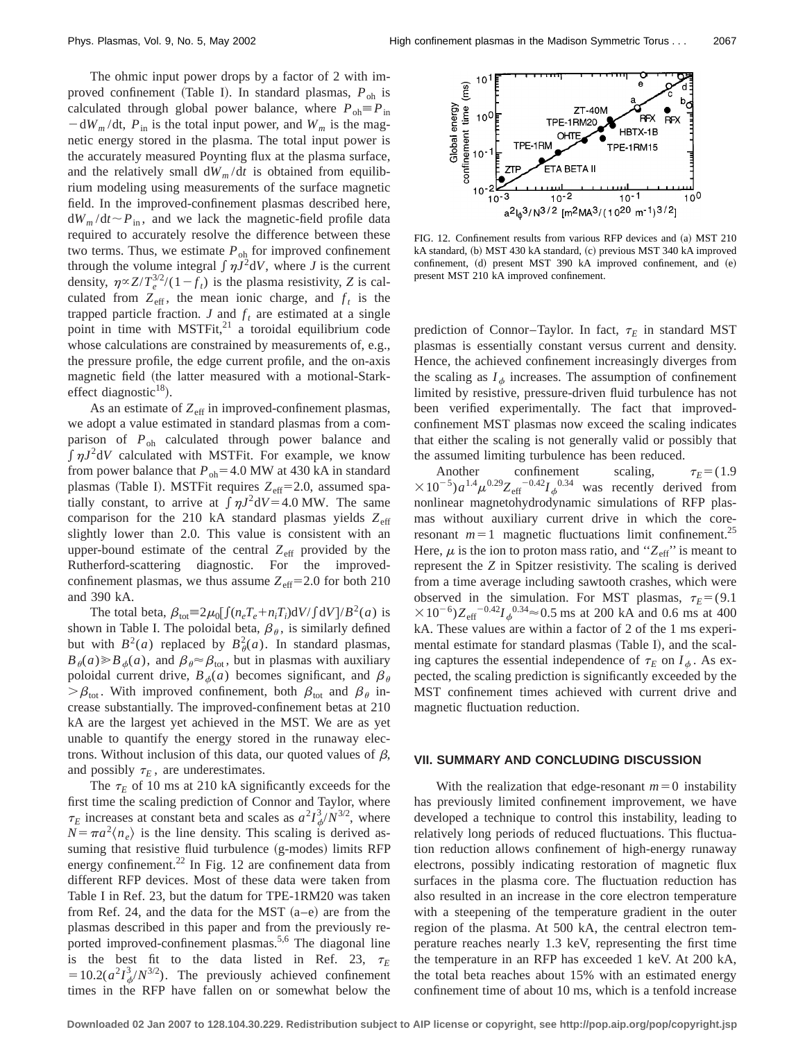The ohmic input power drops by a factor of 2 with improved confinement (Table I). In standard plasmas, $P_{oh}$ is calculated through global power balance, where $P_{oh} \equiv P_{in} - dW_m/dt$, $P_{in}$ is the total input power, and $W_m$ is the magnetic energy stored in the plasma. The total input power is the accurately measured Poynting flux at the plasma surface, and the relatively small $dW_m/dt$ is obtained from equilibrium modeling using measurements of the surface magnetic field. In the improved-confinement plasmas described here, $dW_m/dt \sim P_{in}$, and we lack the magnetic-field profile data required to accurately resolve the difference between these two terms. Thus, we estimate $P_{oh}$ for improved confinement through the volume integral $\int \eta J^2 dV$, where $J$ is the current density, $\eta \propto Z/T_e^{3/2}/(1-f_t)$ is the plasma resistivity, $Z$ is calculated from $Z_{eff}$, the mean ionic charge, and $f_t$ is the trapped particle fraction. $J$ and $f_t$ are estimated at a single point in time with MSTFit,[21] a toroidal equilibrium code whose calculations are constrained by measurements of, e.g., the pressure profile, the edge current profile, and the on-axis magnetic field (the latter measured with a motional-Stark-effect diagnostic[18]).

As an estimate of $Z_{eff}$ in improved-confinement plasmas, we adopt a value estimated in standard plasmas from a comparison of $P_{oh}$ calculated through power balance and $\int \eta J^2 dV$ calculated with MSTFit. For example, we know from power balance that $P_{oh} = 4.0$ MW at 430 kA in standard plasmas (Table I). MSTFit requires $Z_{eff} = 2.0$, assumed spatially constant, to arrive at $\int \eta J^2 dV = 4.0$ MW. The same comparison for the 210 kA standard plasmas yields $Z_{eff}$ slightly lower than 2.0. This value is consistent with an upper-bound estimate of the central $Z_{eff}$ provided by the Rutherford-scattering diagnostic. For the improved-confinement plasmas, we thus assume $Z_{eff} = 2.0$ for both 210 and 390 kA.

The total beta, $\beta_{tot} \equiv 2\mu_0[\int(n_e T_e + n_i T_i)dV/\int dV]/B^2(a)$ is shown in Table I. The poloidal beta, $\beta_\theta$, is similarly defined but with $B^2(a)$ replaced by $B_\theta^2(a)$. In standard plasmas, $B_\theta(a) \gg B_\phi(a)$, and $\beta_\theta \approx \beta_{tot}$, but in plasmas with auxiliary poloidal current drive, $B_\phi(a)$ becomes significant, and $\beta_\theta > \beta_{tot}$. With improved confinement, both $\beta_{tot}$ and $\beta_\theta$ increase substantially. The improved-confinement betas at 210 kA are the largest yet achieved in the MST. We are as yet unable to quantify the energy stored in the runaway electrons. Without inclusion of this data, our quoted values of $\beta$, and possibly $\tau_E$, are underestimates.

The $\tau_E$ of 10 ms at 210 kA significantly exceeds for the first time the scaling prediction of Connor and Taylor, where $\tau_E$ increases at constant beta and scales as $a^2 I_\phi^3/N^{3/2}$, where $N = \pi a^2 \langle n_e \rangle$ is the line density. This scaling is derived assuming that resistive fluid turbulence (g-modes) limits RFP energy confinement.[22] In Fig. 12 are confinement data from different RFP devices. Most of these data were taken from Table I in Ref. 23, but the datum for TPE-1RM20 was taken from Ref. 24, and the data for the MST (a–e) are from the plasmas described in this paper and from the previously reported improved-confinement plasmas.[5,6] The diagonal line is the best fit to the data listed in Ref. 23, $\tau_E = 10.2(a^2 I_\phi^3/N^{3/2})$. The previously achieved confinement times in the RFP have fallen on or somewhat below the prediction of Connor–Taylor. In fact, $\tau_E$ in standard MST plasmas is essentially constant versus current and density. Hence, the achieved confinement increasingly diverges from the scaling as $I_\phi$ increases. The assumption of confinement limited by resistive, pressure-driven fluid turbulence has not been verified experimentally. The fact that improved-confinement MST plasmas now exceed the scaling indicates that either the scaling is not generally valid or possibly that the assumed limiting turbulence has been reduced.

FIG. 12. Confinement results from various RFP devices and (a) MST 210 kA standard, (b) MST 430 kA standard, (c) previous MST 340 kA improved confinement, (d) present MST 390 kA improved confinement, and (e) present MST 210 kA improved confinement.

Another confinement scaling, $\tau_E = (1.9 \times 10^{-5}) a^{1.4} \mu^{0.29} Z_{eff}^{-0.42} I_\phi^{0.34}$ was recently derived from nonlinear magnetohydrodynamic simulations of RFP plasmas without auxiliary current drive in which the core-resonant $m=1$ magnetic fluctuations limit confinement.[25] Here, $\mu$ is the ion to proton mass ratio, and "$Z_{eff}$" is meant to represent the $Z$ in Spitzer resistivity. The scaling is derived from a time average including sawtooth crashes, which were observed in the simulation. For MST plasmas, $\tau_E = (9.1 \times 10^{-6}) Z_{eff}^{-0.42} I_\phi^{0.34} \approx 0.5$ ms at 200 kA and 0.6 ms at 400 kA. These values are within a factor of 2 of the 1 ms experimental estimate for standard plasmas (Table I), and the scaling captures the essential independence of $\tau_E$ on $I_\phi$. As expected, the scaling prediction is significantly exceeded by the MST confinement times achieved with current drive and magnetic fluctuation reduction.

## VII. SUMMARY AND CONCLUDING DISCUSSION

With the realization that edge-resonant $m=0$ instability has previously limited confinement improvement, we have developed a technique to control this instability, leading to relatively long periods of reduced fluctuations. This fluctuation reduction allows confinement of high-energy runaway electrons, possibly indicating restoration of magnetic flux surfaces in the plasma core. The fluctuation reduction has also resulted in an increase in the core electron temperature with a steepening of the temperature gradient in the outer region of the plasma. At 500 kA, the central electron temperature reaches nearly 1.3 keV, representing the first time the temperature in an RFP has exceeded 1 keV. At 200 kA, the total beta reaches about 15% with an estimated energy confinement time of about 10 ms, which is a tenfold increase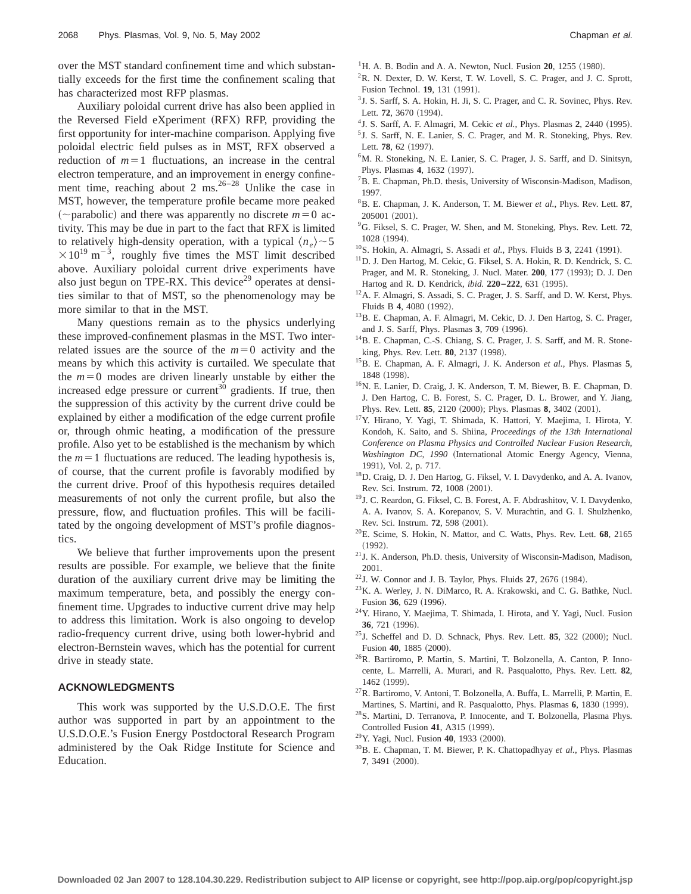over the MST standard confinement time and which substantially exceeds for the first time the confinement scaling that has characterized most RFP plasmas.

Auxiliary poloidal current drive has also been applied in the Reversed Field eXperiment (RFX) RFP, providing the first opportunity for inter-machine comparison. Applying five poloidal electric field pulses as in MST, RFX observed a reduction of $m=1$ fluctuations, an increase in the central electron temperature, and an improvement in energy confinement time, reaching about 2 ms.[26–28] Unlike the case in MST, however, the temperature profile became more peaked (~parabolic) and there was apparently no discrete $m=0$ activity. This may be due in part to the fact that RFX is limited to relatively high-density operation, with a typical $\langle n_e \rangle \sim 5 \times 10^{19}\ \mathrm{m}^{-3}$, roughly five times the MST limit described above. Auxiliary poloidal current drive experiments have also just begun on TPE-RX. This device[29] operates at densities similar to that of MST, so the phenomenology may be more similar to that in the MST.

Many questions remain as to the physics underlying these improved-confinement plasmas in the MST. Two interrelated issues are the source of the $m=0$ activity and the means by which this activity is curtailed. We speculate that the $m=0$ modes are driven linearly unstable by either the increased edge pressure or current[30] gradients. If true, then the suppression of this activity by the current drive could be explained by either a modification of the edge current profile or, through ohmic heating, a modification of the pressure profile. Also yet to be established is the mechanism by which the $m=1$ fluctuations are reduced. The leading hypothesis is, of course, that the current profile is favorably modified by the current drive. Proof of this hypothesis requires detailed measurements of not only the current profile, but also the pressure, flow, and fluctuation profiles. This will be facilitated by the ongoing development of MST's profile diagnostics.

We believe that further improvements upon the present results are possible. For example, we believe that the finite duration of the auxiliary current drive may be limiting the maximum temperature, beta, and possibly the energy confinement time. Upgrades to inductive current drive may help to address this limitation. Work is also ongoing to develop radio-frequency current drive, using both lower-hybrid and electron-Bernstein waves, which has the potential for current drive in steady state.

## ACKNOWLEDGMENTS

This work was supported by the U.S.D.O.E. The first author was supported in part by an appointment to the U.S.D.O.E.'s Fusion Energy Postdoctoral Research Program administered by the Oak Ridge Institute for Science and Education.

[1] H. A. B. Bodin and A. A. Newton, Nucl. Fusion **20**, 1255 (1980).
[2] R. N. Dexter, D. W. Kerst, T. W. Lovell, S. C. Prager, and J. C. Sprott, Fusion Technol. **19**, 131 (1991).
[3] J. S. Sarff, S. A. Hokin, H. Ji, S. C. Prager, and C. R. Sovinec, Phys. Rev. Lett. **72**, 3670 (1994).
[4] J. S. Sarff, A. F. Almagri, M. Cekic *et al.*, Phys. Plasmas **2**, 2440 (1995).
[5] J. S. Sarff, N. E. Lanier, S. C. Prager, and M. R. Stoneking, Phys. Rev. Lett. **78**, 62 (1997).
[6] M. R. Stoneking, N. E. Lanier, S. C. Prager, J. S. Sarff, and D. Sinitsyn, Phys. Plasmas **4**, 1632 (1997).
[7] B. E. Chapman, Ph.D. thesis, University of Wisconsin-Madison, Madison, 1997.
[8] B. E. Chapman, J. K. Anderson, T. M. Biewer *et al.*, Phys. Rev. Lett. **87**, 205001 (2001).
[9] G. Fiksel, S. C. Prager, W. Shen, and M. Stoneking, Phys. Rev. Lett. **72**, 1028 (1994).
[10] S. Hokin, A. Almagri, S. Assadi *et al.*, Phys. Fluids B **3**, 2241 (1991).
[11] D. J. Den Hartog, M. Cekic, G. Fiksel, S. A. Hokin, R. D. Kendrick, S. C. Prager, and M. R. Stoneking, J. Nucl. Mater. **200**, 177 (1993); D. J. Den Hartog and R. D. Kendrick, *ibid.* **220–222**, 631 (1995).
[12] A. F. Almagri, S. Assadi, S. C. Prager, J. S. Sarff, and D. W. Kerst, Phys. Fluids B **4**, 4080 (1992).
[13] B. E. Chapman, A. F. Almagri, M. Cekic, D. J. Den Hartog, S. C. Prager, and J. S. Sarff, Phys. Plasmas **3**, 709 (1996).
[14] B. E. Chapman, C.-S. Chiang, S. C. Prager, J. S. Sarff, and M. R. Stoneking, Phys. Rev. Lett. **80**, 2137 (1998).
[15] B. E. Chapman, A. F. Almagri, J. K. Anderson *et al.*, Phys. Plasmas **5**, 1848 (1998).
[16] N. E. Lanier, D. Craig, J. K. Anderson, T. M. Biewer, B. E. Chapman, D. J. Den Hartog, C. B. Forest, S. C. Prager, D. L. Brower, and Y. Jiang, Phys. Rev. Lett. **85**, 2120 (2000); Phys. Plasmas **8**, 3402 (2001).
[17] Y. Hirano, Y. Yagi, T. Shimada, K. Hattori, Y. Maejima, I. Hirota, Y. Kondoh, K. Saito, and S. Shiina, *Proceedings of the 13th International Conference on Plasma Physics and Controlled Nuclear Fusion Research, Washington DC, 1990* (International Atomic Energy Agency, Vienna, 1991), Vol. 2, p. 717.
[18] D. Craig, D. J. Den Hartog, G. Fiksel, V. I. Davydenko, and A. A. Ivanov, Rev. Sci. Instrum. **72**, 1008 (2001).
[19] J. C. Reardon, G. Fiksel, C. B. Forest, A. F. Abdrashitov, V. I. Davydenko, A. A. Ivanov, S. A. Korepanov, S. V. Murachtin, and G. I. Shulzhenko, Rev. Sci. Instrum. **72**, 598 (2001).
[20] E. Scime, S. Hokin, N. Mattor, and C. Watts, Phys. Rev. Lett. **68**, 2165 (1992).
[21] J. K. Anderson, Ph.D. thesis, University of Wisconsin-Madison, Madison, 2001.
[22] J. W. Connor and J. B. Taylor, Phys. Fluids **27**, 2676 (1984).
[23] K. A. Werley, J. N. DiMarco, R. A. Krakowski, and C. G. Bathke, Nucl. Fusion **36**, 629 (1996).
[24] Y. Hirano, Y. Maejima, T. Shimada, I. Hirota, and Y. Yagi, Nucl. Fusion **36**, 721 (1996).
[25] J. Scheffel and D. D. Schnack, Phys. Rev. Lett. **85**, 322 (2000); Nucl. Fusion **40**, 1885 (2000).
[26] R. Bartiromo, P. Martin, S. Martini, T. Bolzonella, A. Canton, P. Innocente, L. Marrelli, A. Murari, and R. Pasqualotto, Phys. Rev. Lett. **82**, 1462 (1999).
[27] R. Bartiromo, V. Antoni, T. Bolzonella, A. Buffa, L. Marrelli, P. Martin, E. Martines, S. Martini, and R. Pasqualotto, Phys. Plasmas **6**, 1830 (1999).
[28] S. Martini, D. Terranova, P. Innocente, and T. Bolzonella, Plasma Phys. Controlled Fusion **41**, A315 (1999).
[29] Y. Yagi, Nucl. Fusion **40**, 1933 (2000).
[30] B. E. Chapman, T. M. Biewer, P. K. Chattopadhyay *et al.*, Phys. Plasmas **7**, 3491 (2000).